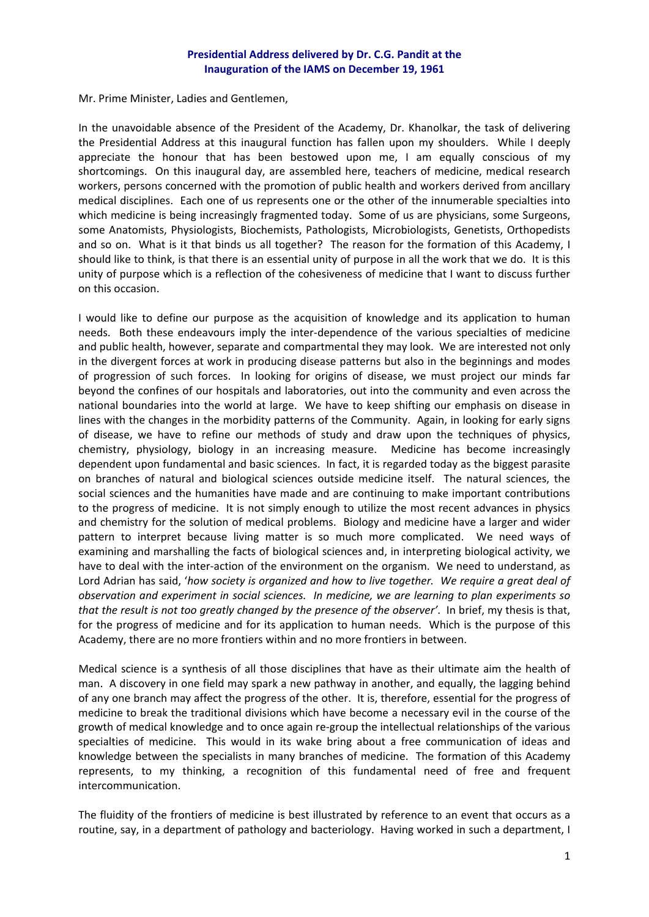**Presidential Address delivered by Dr. C.G. Pandit at the Inauguration of the IAMS on December 19, 1961**

Mr. Prime Minister, Ladies and Gentlemen,

In the unavoidable absence of the President of the Academy, Dr. Khanolkar, the task of delivering the Presidential Address at this inaugural function has fallen upon my shoulders. While I deeply appreciate the honour that has been bestowed upon me, I am equally conscious of my shortcomings. On this inaugural day, are assembled here, teachers of medicine, medical research workers, persons concerned with the promotion of public health and workers derived from ancillary medical disciplines. Each one of us represents one or the other of the innumerable specialties into which medicine is being increasingly fragmented today. Some of us are physicians, some Surgeons, some Anatomists, Physiologists, Biochemists, Pathologists, Microbiologists, Genetists, Orthopedists and so on. What is it that binds us all together? The reason for the formation of this Academy, I should like to think, is that there is an essential unity of purpose in all the work that we do. It is this unity of purpose which is a reflection of the cohesiveness of medicine that I want to discuss further on this occasion.

I would like to define our purpose as the acquisition of knowledge and its application to human needs. Both these endeavours imply the inter-dependence of the various specialties of medicine and public health, however, separate and compartmental they may look. We are interested not only in the divergent forces at work in producing disease patterns but also in the beginnings and modes of progression of such forces. In looking for origins of disease, we must project our minds far beyond the confines of our hospitals and laboratories, out into the community and even across the national boundaries into the world at large. We have to keep shifting our emphasis on disease in lines with the changes in the morbidity patterns of the Community. Again, in looking for early signs of disease, we have to refine our methods of study and draw upon the techniques of physics, chemistry, physiology, biology in an increasing measure. Medicine has become increasingly dependent upon fundamental and basic sciences. In fact, it is regarded today as the biggest parasite on branches of natural and biological sciences outside medicine itself. The natural sciences, the social sciences and the humanities have made and are continuing to make important contributions to the progress of medicine. It is not simply enough to utilize the most recent advances in physics and chemistry for the solution of medical problems. Biology and medicine have a larger and wider pattern to interpret because living matter is so much more complicated. We need ways of examining and marshalling the facts of biological sciences and, in interpreting biological activity, we have to deal with the inter-action of the environment on the organism. We need to understand, as Lord Adrian has said, '*how society is organized and how to live together. We require a great deal of observation and experiment in social sciences. In medicine, we are learning to plan experiments so that the result is not too greatly changed by the presence of the observer*'. In brief, my thesis is that, for the progress of medicine and for its application to human needs. Which is the purpose of this Academy, there are no more frontiers within and no more frontiers in between.

Medical science is a synthesis of all those disciplines that have as their ultimate aim the health of man. A discovery in one field may spark a new pathway in another, and equally, the lagging behind of any one branch may affect the progress of the other. It is, therefore, essential for the progress of medicine to break the traditional divisions which have become a necessary evil in the course of the growth of medical knowledge and to once again re-group the intellectual relationships of the various specialties of medicine. This would in its wake bring about a free communication of ideas and knowledge between the specialists in many branches of medicine. The formation of this Academy represents, to my thinking, a recognition of this fundamental need of free and frequent intercommunication.

The fluidity of the frontiers of medicine is best illustrated by reference to an event that occurs as a routine, say, in a department of pathology and bacteriology. Having worked in such a department, I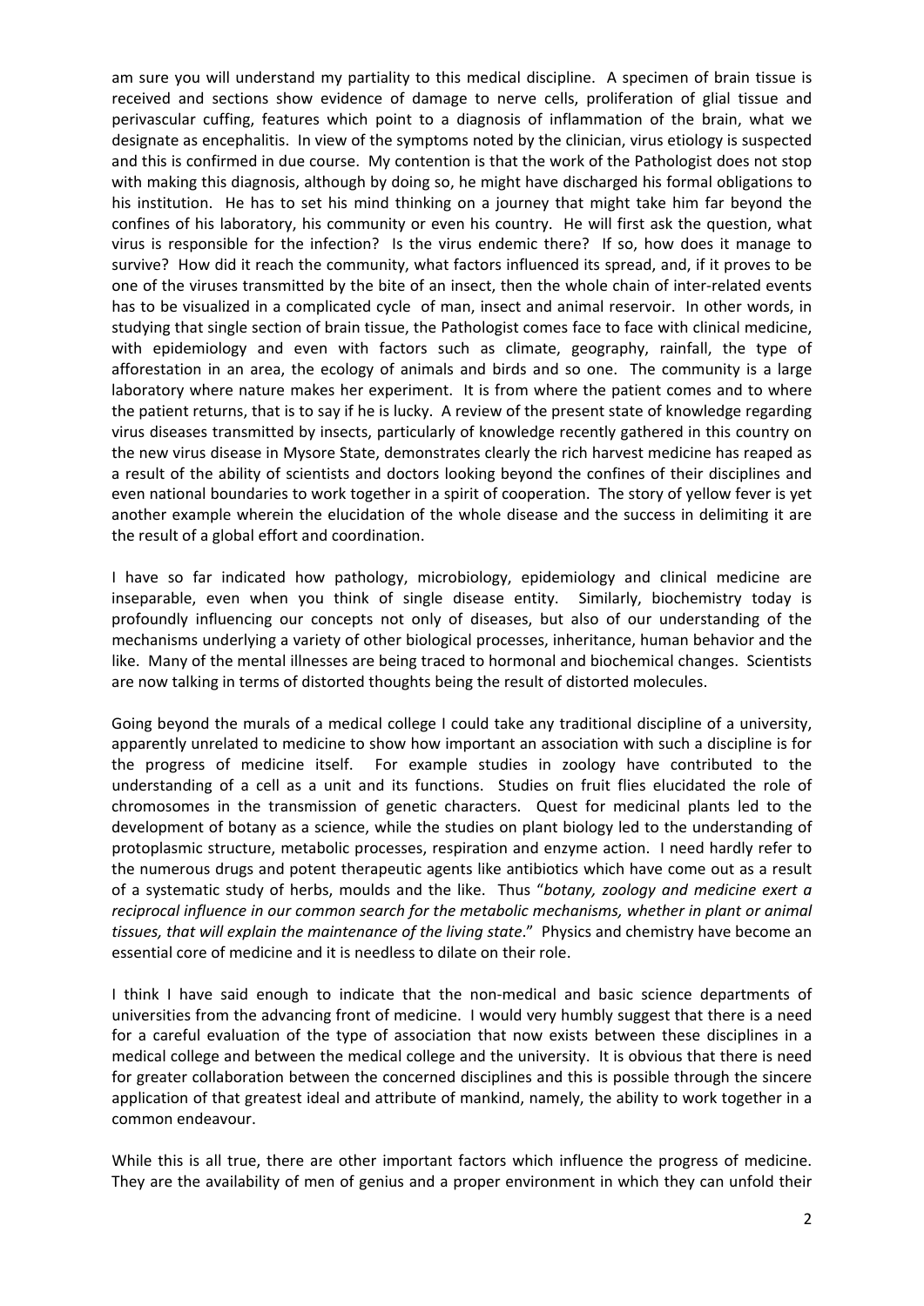am sure you will understand my partiality to this medical discipline. A specimen of brain tissue is received and sections show evidence of damage to nerve cells, proliferation of glial tissue and perivascular cuffing, features which point to a diagnosis of inflammation of the brain, what we designate as encephalitis. In view of the symptoms noted by the clinician, virus etiology is suspected and this is confirmed in due course. My contention is that the work of the Pathologist does not stop with making this diagnosis, although by doing so, he might have discharged his formal obligations to his institution. He has to set his mind thinking on a journey that might take him far beyond the confines of his laboratory, his community or even his country. He will first ask the question, what virus is responsible for the infection? Is the virus endemic there? If so, how does it manage to survive? How did it reach the community, what factors influenced its spread, and, if it proves to be one of the viruses transmitted by the bite of an insect, then the whole chain of inter-related events has to be visualized in a complicated cycle of man, insect and animal reservoir. In other words, in studying that single section of brain tissue, the Pathologist comes face to face with clinical medicine, with epidemiology and even with factors such as climate, geography, rainfall, the type of afforestation in an area, the ecology of animals and birds and so one. The community is a large laboratory where nature makes her experiment. It is from where the patient comes and to where the patient returns, that is to say if he is lucky. A review of the present state of knowledge regarding virus diseases transmitted by insects, particularly of knowledge recently gathered in this country on the new virus disease in Mysore State, demonstrates clearly the rich harvest medicine has reaped as a result of the ability of scientists and doctors looking beyond the confines of their disciplines and even national boundaries to work together in a spirit of cooperation. The story of yellow fever is yet another example wherein the elucidation of the whole disease and the success in delimiting it are the result of a global effort and coordination.

I have so far indicated how pathology, microbiology, epidemiology and clinical medicine are inseparable, even when you think of single disease entity. Similarly, biochemistry today is profoundly influencing our concepts not only of diseases, but also of our understanding of the mechanisms underlying a variety of other biological processes, inheritance, human behavior and the like. Many of the mental illnesses are being traced to hormonal and biochemical changes. Scientists are now talking in terms of distorted thoughts being the result of distorted molecules.

Going beyond the murals of a medical college I could take any traditional discipline of a university, apparently unrelated to medicine to show how important an association with such a discipline is for the progress of medicine itself. For example studies in zoology have contributed to the understanding of a cell as a unit and its functions. Studies on fruit flies elucidated the role of chromosomes in the transmission of genetic characters. Quest for medicinal plants led to the development of botany as a science, while the studies on plant biology led to the understanding of protoplasmic structure, metabolic processes, respiration and enzyme action. I need hardly refer to the numerous drugs and potent therapeutic agents like antibiotics which have come out as a result of a systematic study of herbs, moulds and the like. Thus "*botany, zoology and medicine exert a reciprocal influence in our common search for the metabolic mechanisms, whether in plant or animal tissues, that will explain the maintenance of the living state*." Physics and chemistry have become an essential core of medicine and it is needless to dilate on their role.

I think I have said enough to indicate that the non-medical and basic science departments of universities from the advancing front of medicine. I would very humbly suggest that there is a need for a careful evaluation of the type of association that now exists between these disciplines in a medical college and between the medical college and the university. It is obvious that there is need for greater collaboration between the concerned disciplines and this is possible through the sincere application of that greatest ideal and attribute of mankind, namely, the ability to work together in a common endeavour.

While this is all true, there are other important factors which influence the progress of medicine. They are the availability of men of genius and a proper environment in which they can unfold their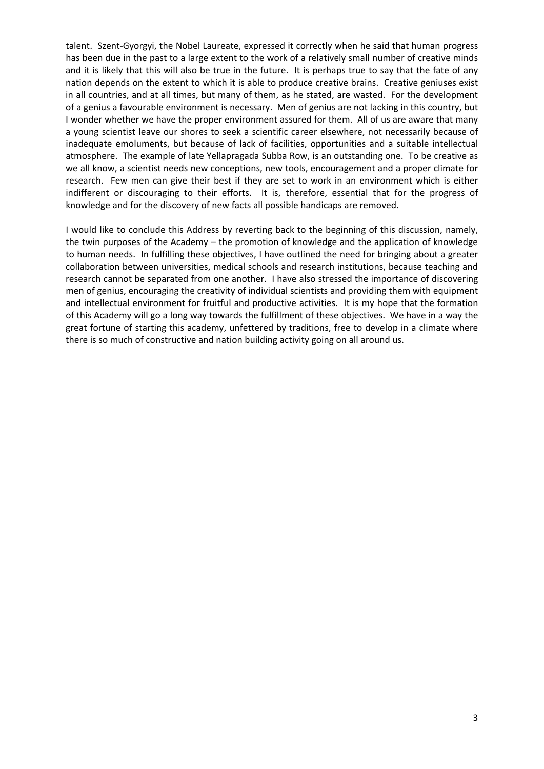talent. Szent-Gyorgyi, the Nobel Laureate, expressed it correctly when he said that human progress has been due in the past to a large extent to the work of a relatively small number of creative minds and it is likely that this will also be true in the future. It is perhaps true to say that the fate of any nation depends on the extent to which it is able to produce creative brains. Creative geniuses exist in all countries, and at all times, but many of them, as he stated, are wasted. For the development of a genius a favourable environment is necessary. Men of genius are not lacking in this country, but I wonder whether we have the proper environment assured for them. All of us are aware that many a young scientist leave our shores to seek a scientific career elsewhere, not necessarily because of inadequate emoluments, but because of lack of facilities, opportunities and a suitable intellectual atmosphere. The example of late Yellapragada Subba Row, is an outstanding one. To be creative as we all know, a scientist needs new conceptions, new tools, encouragement and a proper climate for research. Few men can give their best if they are set to work in an environment which is either indifferent or discouraging to their efforts. It is, therefore, essential that for the progress of knowledge and for the discovery of new facts all possible handicaps are removed.

I would like to conclude this Address by reverting back to the beginning of this discussion, namely, the twin purposes of the Academy – the promotion of knowledge and the application of knowledge to human needs. In fulfilling these objectives, I have outlined the need for bringing about a greater collaboration between universities, medical schools and research institutions, because teaching and research cannot be separated from one another. I have also stressed the importance of discovering men of genius, encouraging the creativity of individual scientists and providing them with equipment and intellectual environment for fruitful and productive activities. It is my hope that the formation of this Academy will go a long way towards the fulfillment of these objectives. We have in a way the great fortune of starting this academy, unfettered by traditions, free to develop in a climate where there is so much of constructive and nation building activity going on all around us.